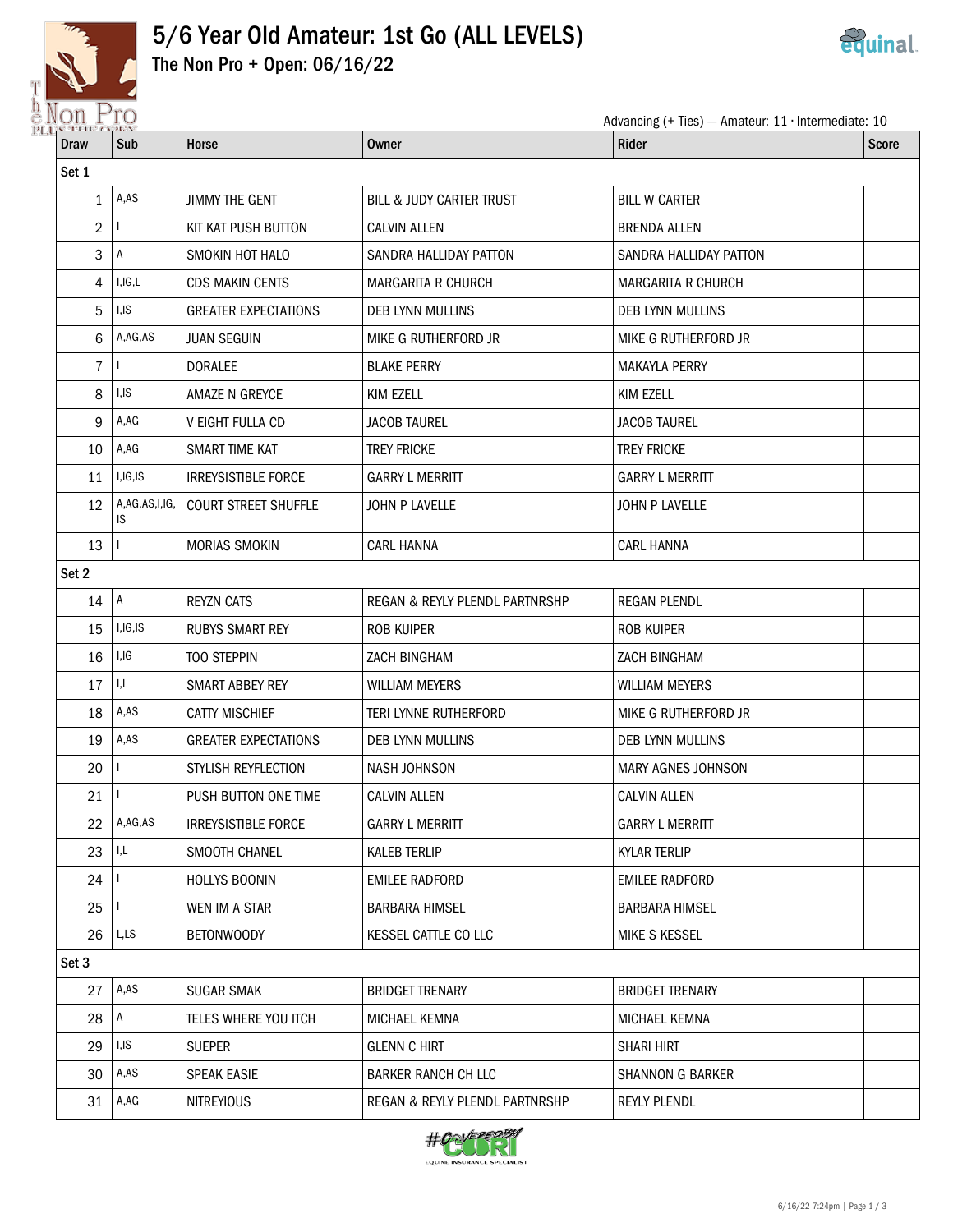# 5/6 Year Old Amateur: 1st Go (ALL LEVELS)

## The Non Pro + Open: 06/16/22

Advancing (+ Ties) — Amateur: 11 · Intermediate: 10

| Draw | Sub | Horse | Owner | Rider | Score |
|---|---|---|---|---|---|
| **Set 1** | | | | | |
| 1 | A,AS | JIMMY THE GENT | BILL & JUDY CARTER TRUST | BILL W CARTER | |
| 2 | I | KIT KAT PUSH BUTTON | CALVIN ALLEN | BRENDA ALLEN | |
| 3 | A | SMOKIN HOT HALO | SANDRA HALLIDAY PATTON | SANDRA HALLIDAY PATTON | |
| 4 | I,IG,L | CDS MAKIN CENTS | MARGARITA R CHURCH | MARGARITA R CHURCH | |
| 5 | I,IS | GREATER EXPECTATIONS | DEB LYNN MULLINS | DEB LYNN MULLINS | |
| 6 | A,AG,AS | JUAN SEGUIN | MIKE G RUTHERFORD JR | MIKE G RUTHERFORD JR | |
| 7 | I | DORALEE | BLAKE PERRY | MAKAYLA PERRY | |
| 8 | I,IS | AMAZE N GREYCE | KIM EZELL | KIM EZELL | |
| 9 | A,AG | V EIGHT FULLA CD | JACOB TAUREL | JACOB TAUREL | |
| 10 | A,AG | SMART TIME KAT | TREY FRICKE | TREY FRICKE | |
| 11 | I,IG,IS | IRREYSISTIBLE FORCE | GARRY L MERRITT | GARRY L MERRITT | |
| 12 | A,AG,AS,I,IG,IS | COURT STREET SHUFFLE | JOHN P LAVELLE | JOHN P LAVELLE | |
| 13 | I | MORIAS SMOKIN | CARL HANNA | CARL HANNA | |
| **Set 2** | | | | | |
| 14 | A | REYZN CATS | REGAN & REYLY PLENDL PARTNRSHP | REGAN PLENDL | |
| 15 | I,IG,IS | RUBYS SMART REY | ROB KUIPER | ROB KUIPER | |
| 16 | I,IG | TOO STEPPIN | ZACH BINGHAM | ZACH BINGHAM | |
| 17 | I,L | SMART ABBEY REY | WILLIAM MEYERS | WILLIAM MEYERS | |
| 18 | A,AS | CATTY MISCHIEF | TERI LYNNE RUTHERFORD | MIKE G RUTHERFORD JR | |
| 19 | A,AS | GREATER EXPECTATIONS | DEB LYNN MULLINS | DEB LYNN MULLINS | |
| 20 | I | STYLISH REYFLECTION | NASH JOHNSON | MARY AGNES JOHNSON | |
| 21 | I | PUSH BUTTON ONE TIME | CALVIN ALLEN | CALVIN ALLEN | |
| 22 | A,AG,AS | IRREYSISTIBLE FORCE | GARRY L MERRITT | GARRY L MERRITT | |
| 23 | I,L | SMOOTH CHANEL | KALEB TERLIP | KYLAR TERLIP | |
| 24 | I | HOLLYS BOONIN | EMILEE RADFORD | EMILEE RADFORD | |
| 25 | I | WEN IM A STAR | BARBARA HIMSEL | BARBARA HIMSEL | |
| 26 | L,LS | BETONWOODY | KESSEL CATTLE CO LLC | MIKE S KESSEL | |
| **Set 3** | | | | | |
| 27 | A,AS | SUGAR SMAK | BRIDGET TRENARY | BRIDGET TRENARY | |
| 28 | A | TELES WHERE YOU ITCH | MICHAEL KEMNA | MICHAEL KEMNA | |
| 29 | I,IS | SUEPER | GLENN C HIRT | SHARI HIRT | |
| 30 | A,AS | SPEAK EASIE | BARKER RANCH CH LLC | SHANNON G BARKER | |
| 31 | A,AG | NITREYIOUS | REGAN & REYLY PLENDL PARTNRSHP | REYLY PLENDL | |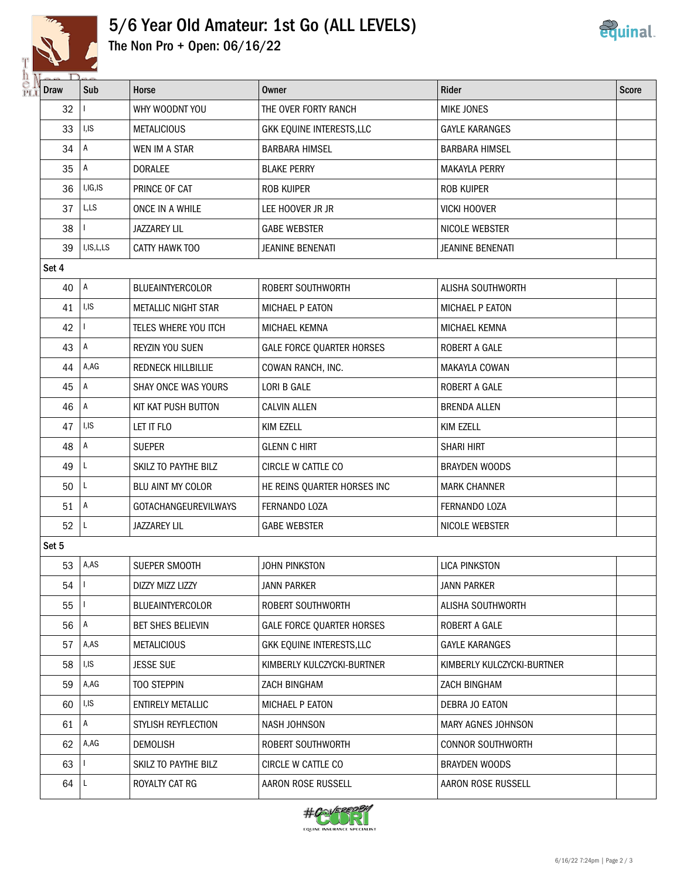# 5/6 Year Old Amateur: 1st Go (ALL LEVELS)

## The Non Pro + Open: 06/16/22

| Draw | Sub | Horse | Owner | Rider | Score |
|---|---|---|---|---|---|
| 32 | I | WHY WOODNT YOU | THE OVER FORTY RANCH | MIKE JONES | |
| 33 | I,IS | METALICIOUS | GKK EQUINE INTERESTS,LLC | GAYLE KARANGES | |
| 34 | A | WEN IM A STAR | BARBARA HIMSEL | BARBARA HIMSEL | |
| 35 | A | DORALEE | BLAKE PERRY | MAKAYLA PERRY | |
| 36 | I,IG,IS | PRINCE OF CAT | ROB KUIPER | ROB KUIPER | |
| 37 | L,LS | ONCE IN A WHILE | LEE HOOVER JR JR | VICKI HOOVER | |
| 38 | I | JAZZAREY LIL | GABE WEBSTER | NICOLE WEBSTER | |
| 39 | I,IS,L,LS | CATTY HAWK TOO | JEANINE BENENATI | JEANINE BENENATI | |
| Set 4 | | | | | |
| 40 | A | BLUEAINTYERCOLOR | ROBERT SOUTHWORTH | ALISHA SOUTHWORTH | |
| 41 | I,IS | METALLIC NIGHT STAR | MICHAEL P EATON | MICHAEL P EATON | |
| 42 | I | TELES WHERE YOU ITCH | MICHAEL KEMNA | MICHAEL KEMNA | |
| 43 | A | REYZIN YOU SUEN | GALE FORCE QUARTER HORSES | ROBERT A GALE | |
| 44 | A,AG | REDNECK HILLBILLIE | COWAN RANCH, INC. | MAKAYLA COWAN | |
| 45 | A | SHAY ONCE WAS YOURS | LORI B GALE | ROBERT A GALE | |
| 46 | A | KIT KAT PUSH BUTTON | CALVIN ALLEN | BRENDA ALLEN | |
| 47 | I,IS | LET IT FLO | KIM EZELL | KIM EZELL | |
| 48 | A | SUEPER | GLENN C HIRT | SHARI HIRT | |
| 49 | L | SKILZ TO PAYTHE BILZ | CIRCLE W CATTLE CO | BRAYDEN WOODS | |
| 50 | L | BLU AINT MY COLOR | HE REINS QUARTER HORSES INC | MARK CHANNER | |
| 51 | A | GOTACHANGEUREVILWAYS | FERNANDO LOZA | FERNANDO LOZA | |
| 52 | L | JAZZAREY LIL | GABE WEBSTER | NICOLE WEBSTER | |
| Set 5 | | | | | |
| 53 | A,AS | SUEPER SMOOTH | JOHN PINKSTON | LICA PINKSTON | |
| 54 | I | DIZZY MIZZ LIZZY | JANN PARKER | JANN PARKER | |
| 55 | I | BLUEAINTYERCOLOR | ROBERT SOUTHWORTH | ALISHA SOUTHWORTH | |
| 56 | A | BET SHES BELIEVIN | GALE FORCE QUARTER HORSES | ROBERT A GALE | |
| 57 | A,AS | METALICIOUS | GKK EQUINE INTERESTS,LLC | GAYLE KARANGES | |
| 58 | I,IS | JESSE SUE | KIMBERLY KULCZYCKI-BURTNER | KIMBERLY KULCZYCKI-BURTNER | |
| 59 | A,AG | TOO STEPPIN | ZACH BINGHAM | ZACH BINGHAM | |
| 60 | I,IS | ENTIRELY METALLIC | MICHAEL P EATON | DEBRA JO EATON | |
| 61 | A | STYLISH REYFLECTION | NASH JOHNSON | MARY AGNES JOHNSON | |
| 62 | A,AG | DEMOLISH | ROBERT SOUTHWORTH | CONNOR SOUTHWORTH | |
| 63 | I | SKILZ TO PAYTHE BILZ | CIRCLE W CATTLE CO | BRAYDEN WOODS | |
| 64 | L | ROYALTY CAT RG | AARON ROSE RUSSELL | AARON ROSE RUSSELL | |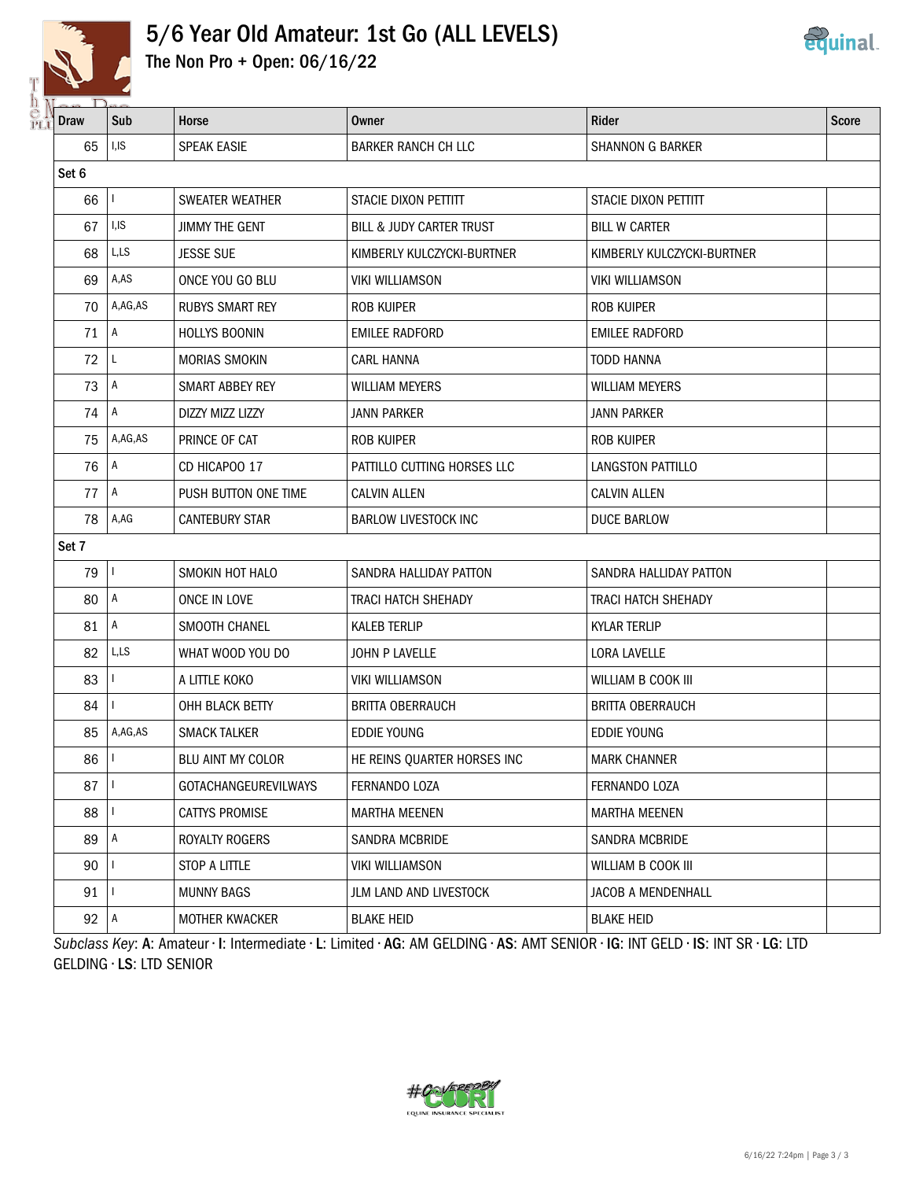# 5/6 Year Old Amateur: 1st Go (ALL LEVELS)

## The Non Pro + Open: 06/16/22

| Draw | Sub | Horse | Owner | Rider | Score |
|---|---|---|---|---|---|
| 65 | I,IS | SPEAK EASIE | BARKER RANCH CH LLC | SHANNON G BARKER | |
| Set 6 | | | | | |
| 66 | I | SWEATER WEATHER | STACIE DIXON PETTITT | STACIE DIXON PETTITT | |
| 67 | I,IS | JIMMY THE GENT | BILL & JUDY CARTER TRUST | BILL W CARTER | |
| 68 | L,LS | JESSE SUE | KIMBERLY KULCZYCKI-BURTNER | KIMBERLY KULCZYCKI-BURTNER | |
| 69 | A,AS | ONCE YOU GO BLU | VIKI WILLIAMSON | VIKI WILLIAMSON | |
| 70 | A,AG,AS | RUBYS SMART REY | ROB KUIPER | ROB KUIPER | |
| 71 | A | HOLLYS BOONIN | EMILEE RADFORD | EMILEE RADFORD | |
| 72 | L | MORIAS SMOKIN | CARL HANNA | TODD HANNA | |
| 73 | A | SMART ABBEY REY | WILLIAM MEYERS | WILLIAM MEYERS | |
| 74 | A | DIZZY MIZZ LIZZY | JANN PARKER | JANN PARKER | |
| 75 | A,AG,AS | PRINCE OF CAT | ROB KUIPER | ROB KUIPER | |
| 76 | A | CD HICAPOO 17 | PATTILLO CUTTING HORSES LLC | LANGSTON PATTILLO | |
| 77 | A | PUSH BUTTON ONE TIME | CALVIN ALLEN | CALVIN ALLEN | |
| 78 | A,AG | CANTEBURY STAR | BARLOW LIVESTOCK INC | DUCE BARLOW | |
| Set 7 | | | | | |
| 79 | I | SMOKIN HOT HALO | SANDRA HALLIDAY PATTON | SANDRA HALLIDAY PATTON | |
| 80 | A | ONCE IN LOVE | TRACI HATCH SHEHADY | TRACI HATCH SHEHADY | |
| 81 | A | SMOOTH CHANEL | KALEB TERLIP | KYLAR TERLIP | |
| 82 | L,LS | WHAT WOOD YOU DO | JOHN P LAVELLE | LORA LAVELLE | |
| 83 | I | A LITTLE KOKO | VIKI WILLIAMSON | WILLIAM B COOK III | |
| 84 | I | OHH BLACK BETTY | BRITTA OBERRAUCH | BRITTA OBERRAUCH | |
| 85 | A,AG,AS | SMACK TALKER | EDDIE YOUNG | EDDIE YOUNG | |
| 86 | I | BLU AINT MY COLOR | HE REINS QUARTER HORSES INC | MARK CHANNER | |
| 87 | I | GOTACHANGEUREVILWAYS | FERNANDO LOZA | FERNANDO LOZA | |
| 88 | I | CATTYS PROMISE | MARTHA MEENEN | MARTHA MEENEN | |
| 89 | A | ROYALTY ROGERS | SANDRA MCBRIDE | SANDRA MCBRIDE | |
| 90 | I | STOP A LITTLE | VIKI WILLIAMSON | WILLIAM B COOK III | |
| 91 | I | MUNNY BAGS | JLM LAND AND LIVESTOCK | JACOB A MENDENHALL | |
| 92 | A | MOTHER KWACKER | BLAKE HEID | BLAKE HEID | |

*Subclass Key*: **A**: Amateur · **I**: Intermediate · **L**: Limited · **AG**: AM GELDING · **AS**: AMT SENIOR · **IG**: INT GELD · **IS**: INT SR · **LG**: LTD GELDING · **LS**: LTD SENIOR

6/16/22 7:24pm